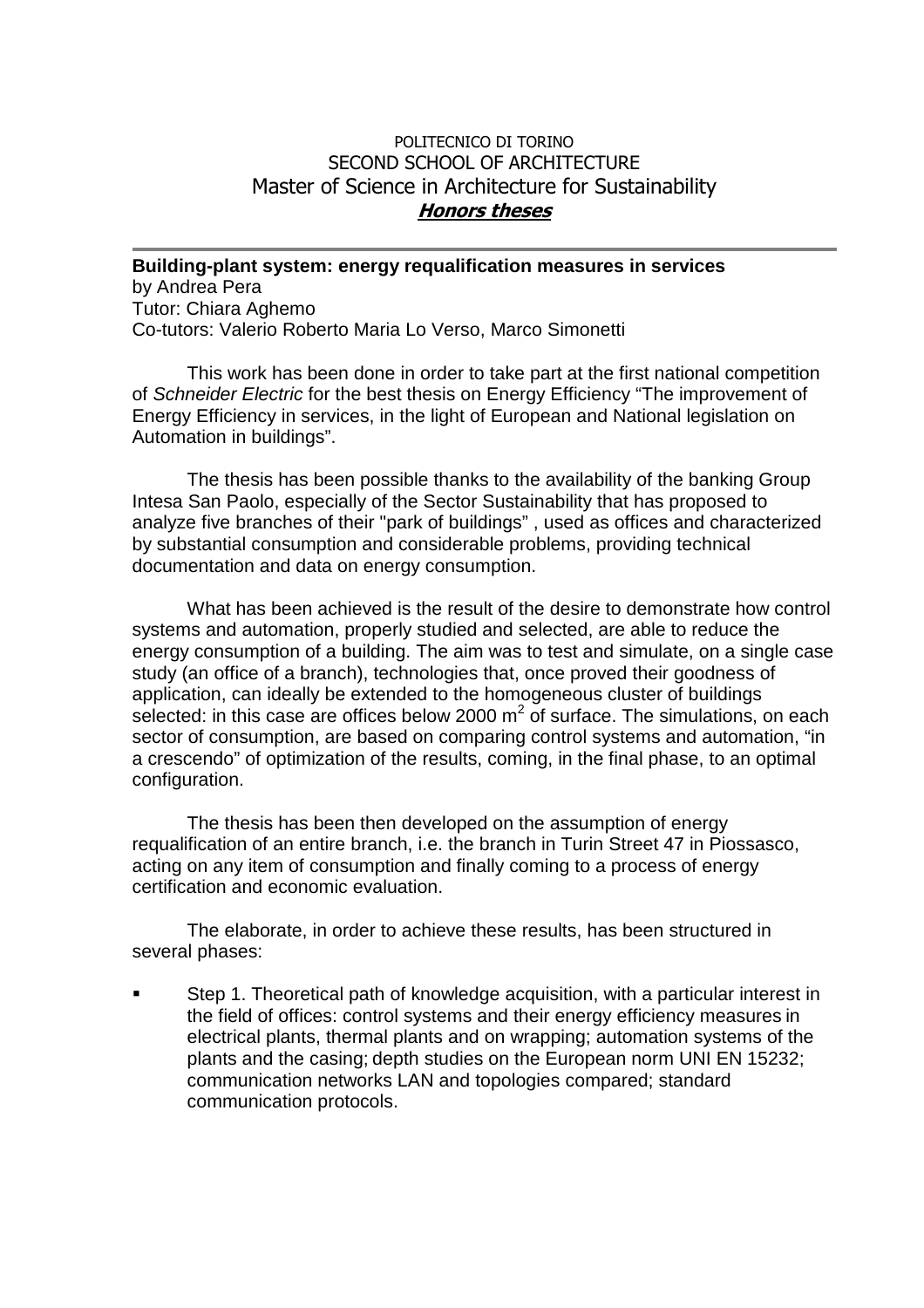POLITECNICO DI TORINO
SECOND SCHOOL OF ARCHITECTURE
Master of Science in Architecture for Sustainability
***Honors theses***

---

**Building-plant system: energy requalification measures in services**
by Andrea Pera
Tutor: Chiara Aghemo
Co-tutors: Valerio Roberto Maria Lo Verso, Marco Simonetti

This work has been done in order to take part at the first national competition of *Schneider Electric* for the best thesis on Energy Efficiency "The improvement of Energy Efficiency in services, in the light of European and National legislation on Automation in buildings".

The thesis has been possible thanks to the availability of the banking Group Intesa San Paolo, especially of the Sector Sustainability that has proposed to analyze five branches of their "park of buildings" , used as offices and characterized by substantial consumption and considerable problems, providing technical documentation and data on energy consumption.

What has been achieved is the result of the desire to demonstrate how control systems and automation, properly studied and selected, are able to reduce the energy consumption of a building. The aim was to test and simulate, on a single case study (an office of a branch), technologies that, once proved their goodness of application, can ideally be extended to the homogeneous cluster of buildings selected: in this case are offices below 2000 $m^2$ of surface. The simulations, on each sector of consumption, are based on comparing control systems and automation, "in a crescendo" of optimization of the results, coming, in the final phase, to an optimal configuration.

The thesis has been then developed on the assumption of energy requalification of an entire branch, i.e. the branch in Turin Street 47 in Piossasco, acting on any item of consumption and finally coming to a process of energy certification and economic evaluation.

The elaborate, in order to achieve these results, has been structured in several phases:

- Step 1. Theoretical path of knowledge acquisition, with a particular interest in the field of offices: control systems and their energy efficiency measures in electrical plants, thermal plants and on wrapping; automation systems of the plants and the casing; depth studies on the European norm UNI EN 15232; communication networks LAN and topologies compared; standard communication protocols.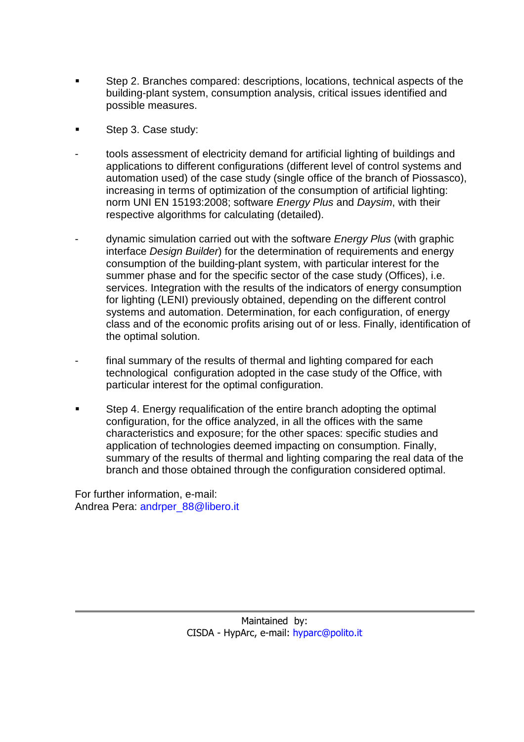- Step 2. Branches compared: descriptions, locations, technical aspects of the building-plant system, consumption analysis, critical issues identified and possible measures.

- Step 3. Case study:

  - tools assessment of electricity demand for artificial lighting of buildings and applications to different configurations (different level of control systems and automation used) of the case study (single office of the branch of Piossasco), increasing in terms of optimization of the consumption of artificial lighting: norm UNI EN 15193:2008; software *Energy Plus* and *Daysim*, with their respective algorithms for calculating (detailed).

  - dynamic simulation carried out with the software *Energy Plus* (with graphic interface *Design Builder*) for the determination of requirements and energy consumption of the building-plant system, with particular interest for the summer phase and for the specific sector of the case study (Offices), i.e. services. Integration with the results of the indicators of energy consumption for lighting (LENI) previously obtained, depending on the different control systems and automation. Determination, for each configuration, of energy class and of the economic profits arising out of or less. Finally, identification of the optimal solution.

  - final summary of the results of thermal and lighting compared for each technological configuration adopted in the case study of the Office, with particular interest for the optimal configuration.

- Step 4. Energy requalification of the entire branch adopting the optimal configuration, for the office analyzed, in all the offices with the same characteristics and exposure; for the other spaces: specific studies and application of technologies deemed impacting on consumption. Finally, summary of the results of thermal and lighting comparing the real data of the branch and those obtained through the configuration considered optimal.

For further information, e-mail:
Andrea Pera: andrper_88@libero.it

Maintained by:
CISDA - HypArc, e-mail: hyparc@polito.it